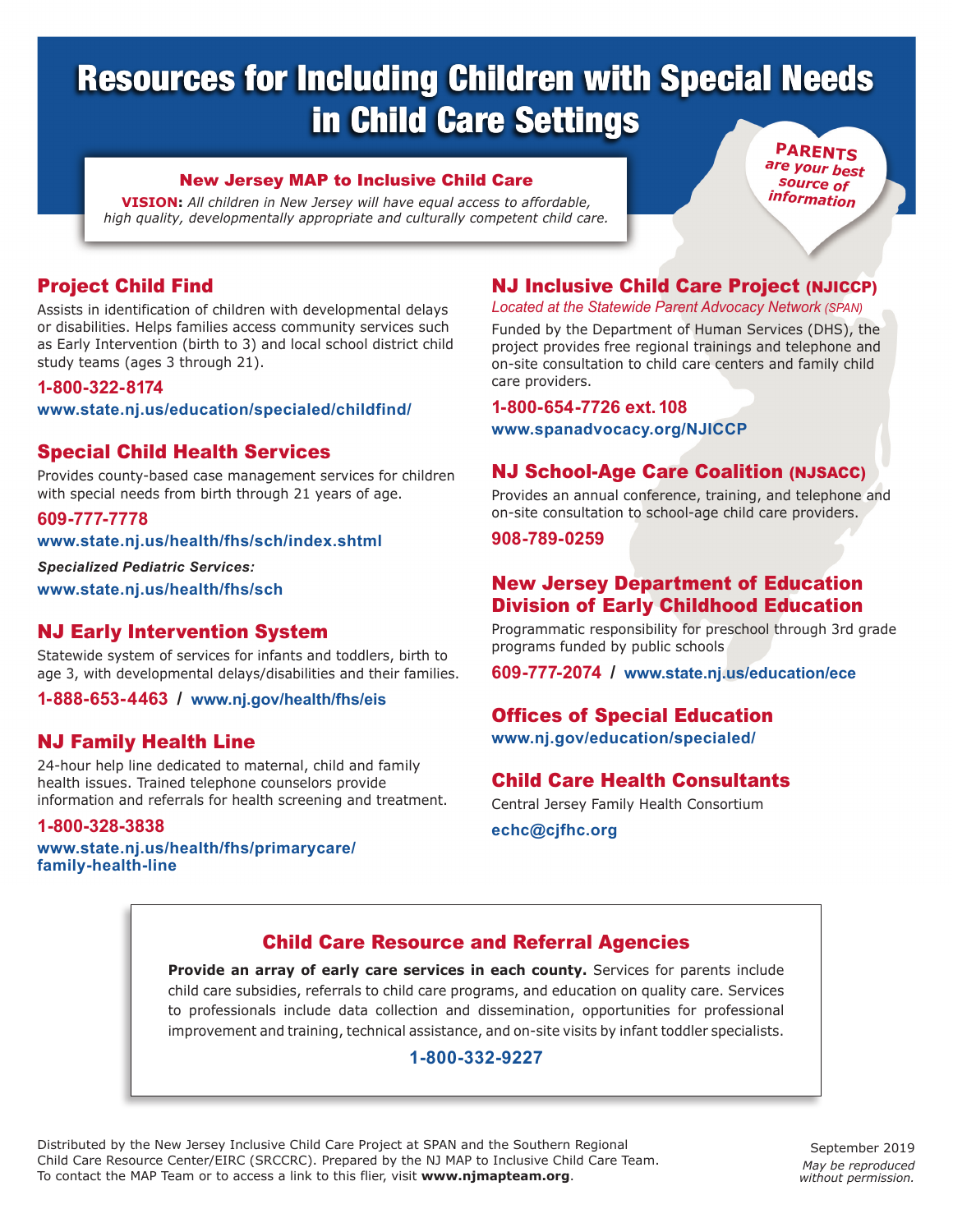# Resources for Including Children with Special Needs in Child Care Settings

**PARENTS** *are your best source of information*

## New Jersey MAP to Inclusive Child Care

**VISION:** *All children in New Jersey will have equal access to affordable, high quality, developmentally appropriate and culturally competent child care.*

## Project Child Find

Assists in identification of children with developmental delays or disabilities. Helps families access community services such as Early Intervention (birth to 3) and local school district child study teams (ages 3 through 21).

**1-800-322-8174**

**www.state.nj.us/education/specialed/childfind/**

## Special Child Health Services

Provides county-based case management services for children with special needs from birth through 21 years of age.

**609-777-7778**

**www.state.nj.us/health/fhs/sch/index.shtml**

***Specialized Pediatric Services:***

**www.state.nj.us/health/fhs/sch**

## NJ Early Intervention System

Statewide system of services for infants and toddlers, birth to age 3, with developmental delays/disabilities and their families.

**1-888-653-4463 / www.nj.gov/health/fhs/eis**

## NJ Family Health Line

24-hour help line dedicated to maternal, child and family health issues. Trained telephone counselors provide information and referrals for health screening and treatment.

**1-800-328-3838**

**www.state.nj.us/health/fhs/primarycare/family-health-line**

## NJ Inclusive Child Care Project (NJICCP)

*Located at the Statewide Parent Advocacy Network (SPAN)*

Funded by the Department of Human Services (DHS), the project provides free regional trainings and telephone and on-site consultation to child care centers and family child care providers.

**1-800-654-7726 ext. 108**

**www.spanadvocacy.org/NJICCP**

## NJ School-Age Care Coalition (NJSACC)

Provides an annual conference, training, and telephone and on-site consultation to school-age child care providers.

**908-789-0259**

## New Jersey Department of Education Division of Early Childhood Education

Programmatic responsibility for preschool through 3rd grade programs funded by public schools

**609-777-2074 / www.state.nj.us/education/ece**

## Offices of Special Education

**www.nj.gov/education/specialed/**

## Child Care Health Consultants

Central Jersey Family Health Consortium

**echc@cjfhc.org**

## Child Care Resource and Referral Agencies

**Provide an array of early care services in each county.** Services for parents include child care subsidies, referrals to child care programs, and education on quality care. Services to professionals include data collection and dissemination, opportunities for professional improvement and training, technical assistance, and on-site visits by infant toddler specialists.

**1-800-332-9227**

Distributed by the New Jersey Inclusive Child Care Project at SPAN and the Southern Regional Child Care Resource Center/EIRC (SRCCRC). Prepared by the NJ MAP to Inclusive Child Care Team. To contact the MAP Team or to access a link to this flier, visit **www.njmapteam.org**.

September 2019

*May be reproduced without permission.*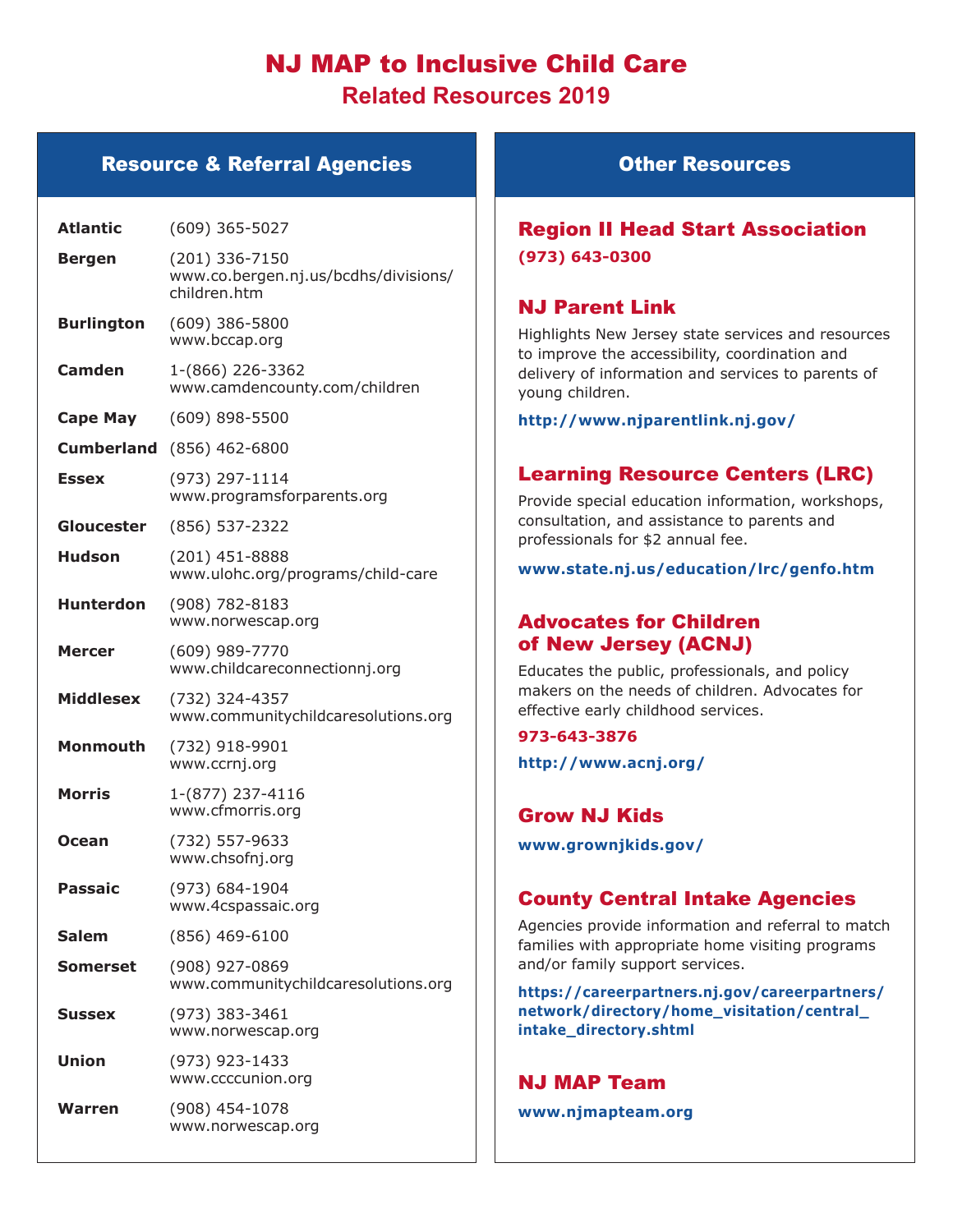# NJ MAP to Inclusive Child Care

## Related Resources 2019

## Resource & Referral Agencies

| | |
|---|---|
| **Atlantic** | (609) 365-5027 |
| **Bergen** | (201) 336-7150<br>www.co.bergen.nj.us/bcdhs/divisions/children.htm |
| **Burlington** | (609) 386-5800<br>www.bccap.org |
| **Camden** | 1-(866) 226-3362<br>www.camdencounty.com/children |
| **Cape May** | (609) 898-5500 |
| **Cumberland** | (856) 462-6800 |
| **Essex** | (973) 297-1114<br>www.programsforparents.org |
| **Gloucester** | (856) 537-2322 |
| **Hudson** | (201) 451-8888<br>www.ulohc.org/programs/child-care |
| **Hunterdon** | (908) 782-8183<br>www.norwescap.org |
| **Mercer** | (609) 989-7770<br>www.childcareconnectionnj.org |
| **Middlesex** | (732) 324-4357<br>www.communitychildcaresolutions.org |
| **Monmouth** | (732) 918-9901<br>www.ccrnj.org |
| **Morris** | 1-(877) 237-4116<br>www.cfmorris.org |
| **Ocean** | (732) 557-9633<br>www.chsofnj.org |
| **Passaic** | (973) 684-1904<br>www.4cspassaic.org |
| **Salem** | (856) 469-6100 |
| **Somerset** | (908) 927-0869<br>www.communitychildcaresolutions.org |
| **Sussex** | (973) 383-3461<br>www.norwescap.org |
| **Union** | (973) 923-1433<br>www.ccccunion.org |
| **Warren** | (908) 454-1078<br>www.norwescap.org |

## Other Resources

### Region II Head Start Association

**(973) 643-0300**

### NJ Parent Link

Highlights New Jersey state services and resources to improve the accessibility, coordination and delivery of information and services to parents of young children.

**http://www.njparentlink.nj.gov/**

### Learning Resource Centers (LRC)

Provide special education information, workshops, consultation, and assistance to parents and professionals for $2 annual fee.

**www.state.nj.us/education/lrc/genfo.htm**

### Advocates for Children of New Jersey (ACNJ)

Educates the public, professionals, and policy makers on the needs of children. Advocates for effective early childhood services.

**973-643-3876**

**http://www.acnj.org/**

### Grow NJ Kids

**www.grownjkids.gov/**

### County Central Intake Agencies

Agencies provide information and referral to match families with appropriate home visiting programs and/or family support services.

**https://careerpartners.nj.gov/careerpartners/network/directory/home_visitation/central_intake_directory.shtml**

### NJ MAP Team

**www.njmapteam.org**